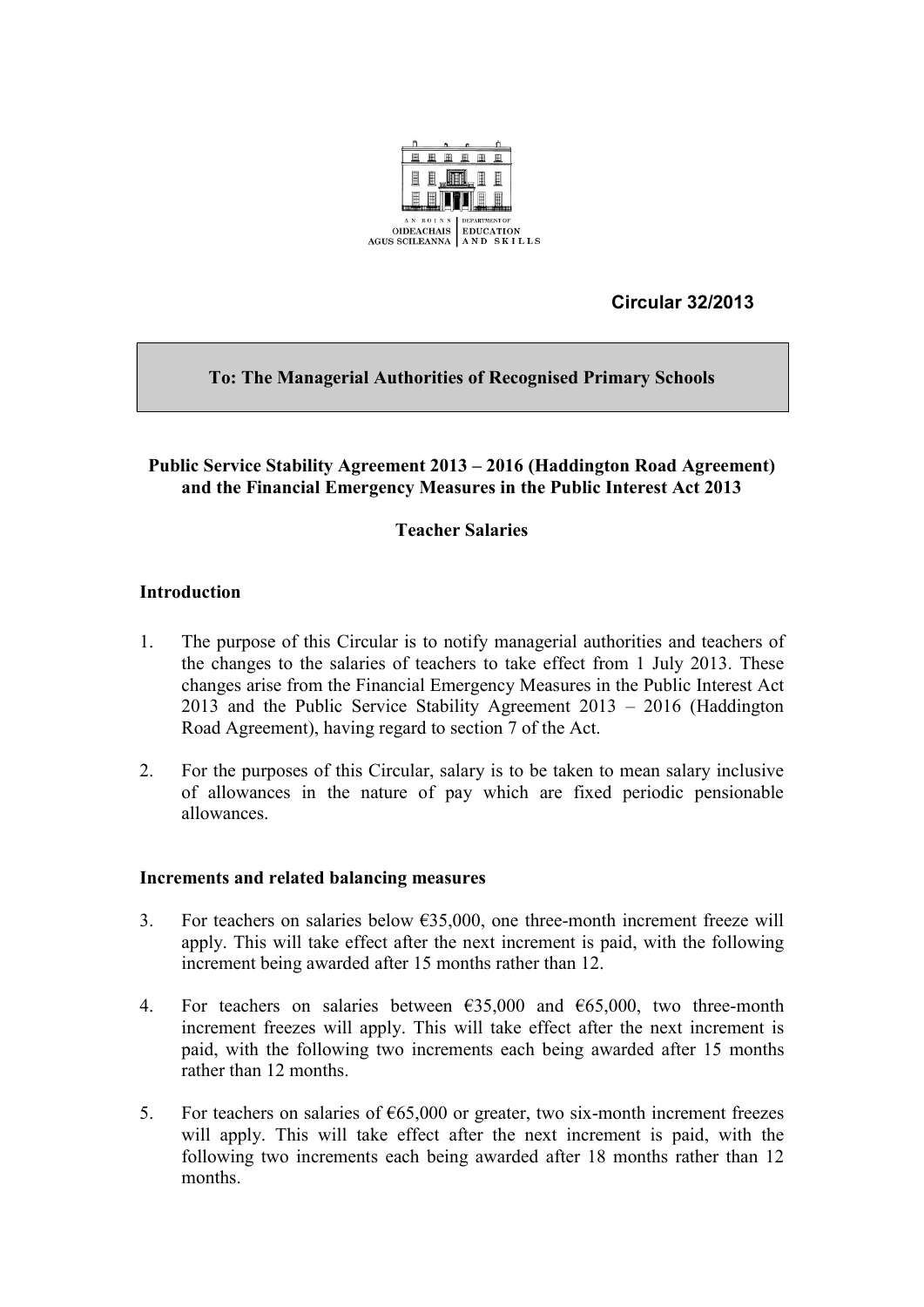AN ROINN OIDEACHAIS AGUS SCILEANNA | DEPARTMENT OF EDUCATION AND SKILLS

**Circular 32/2013**

**To: The Managerial Authorities of Recognised Primary Schools**

**Public Service Stability Agreement 2013 – 2016 (Haddington Road Agreement) and the Financial Emergency Measures in the Public Interest Act 2013**

**Teacher Salaries**

## Introduction

1. The purpose of this Circular is to notify managerial authorities and teachers of the changes to the salaries of teachers to take effect from 1 July 2013. These changes arise from the Financial Emergency Measures in the Public Interest Act 2013 and the Public Service Stability Agreement 2013 – 2016 (Haddington Road Agreement), having regard to section 7 of the Act.

2. For the purposes of this Circular, salary is to be taken to mean salary inclusive of allowances in the nature of pay which are fixed periodic pensionable allowances.

## Increments and related balancing measures

3. For teachers on salaries below €35,000, one three-month increment freeze will apply. This will take effect after the next increment is paid, with the following increment being awarded after 15 months rather than 12.

4. For teachers on salaries between €35,000 and €65,000, two three-month increment freezes will apply. This will take effect after the next increment is paid, with the following two increments each being awarded after 15 months rather than 12 months.

5. For teachers on salaries of €65,000 or greater, two six-month increment freezes will apply. This will take effect after the next increment is paid, with the following two increments each being awarded after 18 months rather than 12 months.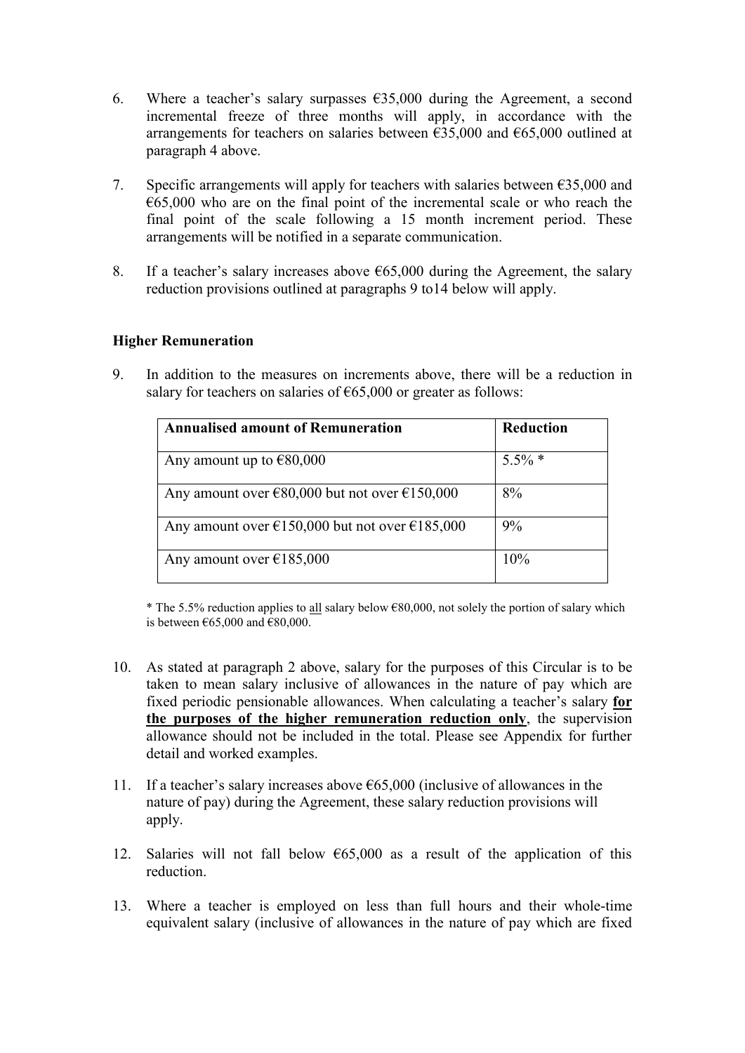6. Where a teacher's salary surpasses €35,000 during the Agreement, a second incremental freeze of three months will apply, in accordance with the arrangements for teachers on salaries between €35,000 and €65,000 outlined at paragraph 4 above.

7. Specific arrangements will apply for teachers with salaries between €35,000 and €65,000 who are on the final point of the incremental scale or who reach the final point of the scale following a 15 month increment period. These arrangements will be notified in a separate communication.

8. If a teacher's salary increases above €65,000 during the Agreement, the salary reduction provisions outlined at paragraphs 9 to14 below will apply.

**Higher Remuneration**

9. In addition to the measures on increments above, there will be a reduction in salary for teachers on salaries of €65,000 or greater as follows:

| **Annualised amount of Remuneration** | **Reduction** |
|---|---|
| Any amount up to €80,000 | 5.5% * |
| Any amount over €80,000 but not over €150,000 | 8% |
| Any amount over €150,000 but not over €185,000 | 9% |
| Any amount over €185,000 | 10% |

\* The 5.5% reduction applies to <u>all</u> salary below €80,000, not solely the portion of salary which is between €65,000 and €80,000.

10. As stated at paragraph 2 above, salary for the purposes of this Circular is to be taken to mean salary inclusive of allowances in the nature of pay which are fixed periodic pensionable allowances. When calculating a teacher's salary <u>**for the purposes of the higher remuneration reduction only**</u>, the supervision allowance should not be included in the total. Please see Appendix for further detail and worked examples.

11. If a teacher's salary increases above €65,000 (inclusive of allowances in the nature of pay) during the Agreement, these salary reduction provisions will apply.

12. Salaries will not fall below €65,000 as a result of the application of this reduction.

13. Where a teacher is employed on less than full hours and their whole-time equivalent salary (inclusive of allowances in the nature of pay which are fixed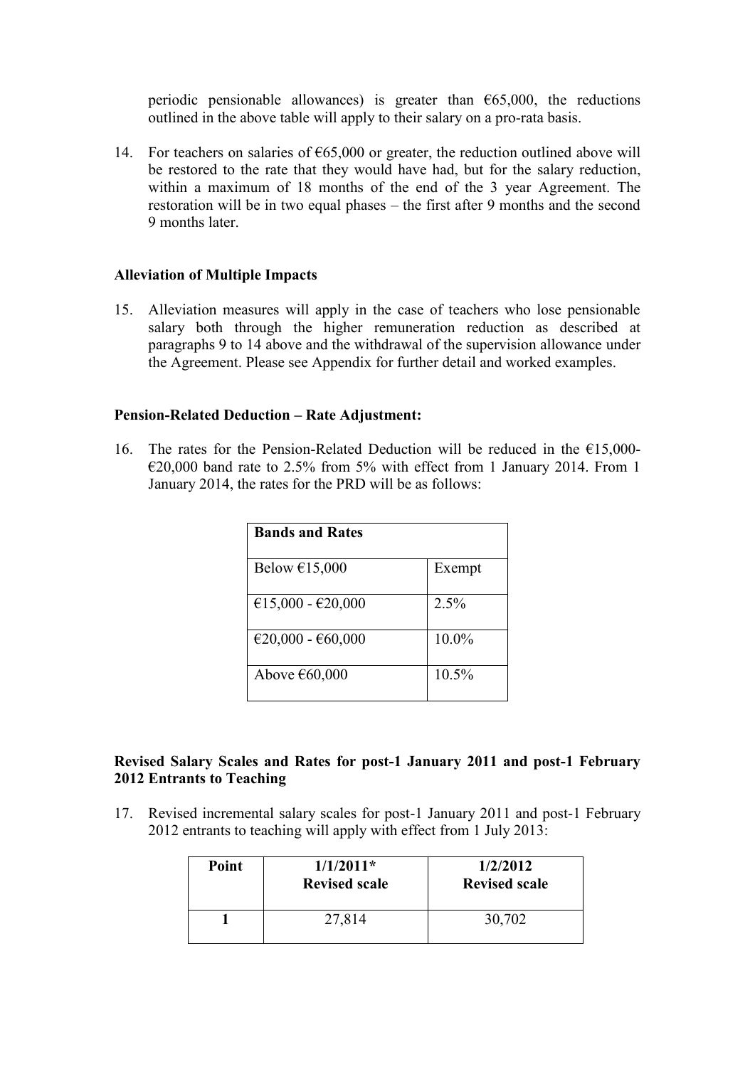periodic pensionable allowances) is greater than €65,000, the reductions outlined in the above table will apply to their salary on a pro-rata basis.

14. For teachers on salaries of €65,000 or greater, the reduction outlined above will be restored to the rate that they would have had, but for the salary reduction, within a maximum of 18 months of the end of the 3 year Agreement. The restoration will be in two equal phases – the first after 9 months and the second 9 months later.

**Alleviation of Multiple Impacts**

15. Alleviation measures will apply in the case of teachers who lose pensionable salary both through the higher remuneration reduction as described at paragraphs 9 to 14 above and the withdrawal of the supervision allowance under the Agreement. Please see Appendix for further detail and worked examples.

**Pension-Related Deduction – Rate Adjustment:**

16. The rates for the Pension-Related Deduction will be reduced in the €15,000-€20,000 band rate to 2.5% from 5% with effect from 1 January 2014. From 1 January 2014, the rates for the PRD will be as follows:

| **Bands and Rates** | |
|---|---|
| Below €15,000 | Exempt |
| €15,000 - €20,000 | 2.5% |
| €20,000 - €60,000 | 10.0% |
| Above €60,000 | 10.5% |

**Revised Salary Scales and Rates for post-1 January 2011 and post-1 February 2012 Entrants to Teaching**

17. Revised incremental salary scales for post-1 January 2011 and post-1 February 2012 entrants to teaching will apply with effect from 1 July 2013:

| Point | 1/1/2011* Revised scale | 1/2/2012 Revised scale |
|---|---|---|
| **1** | 27,814 | 30,702 |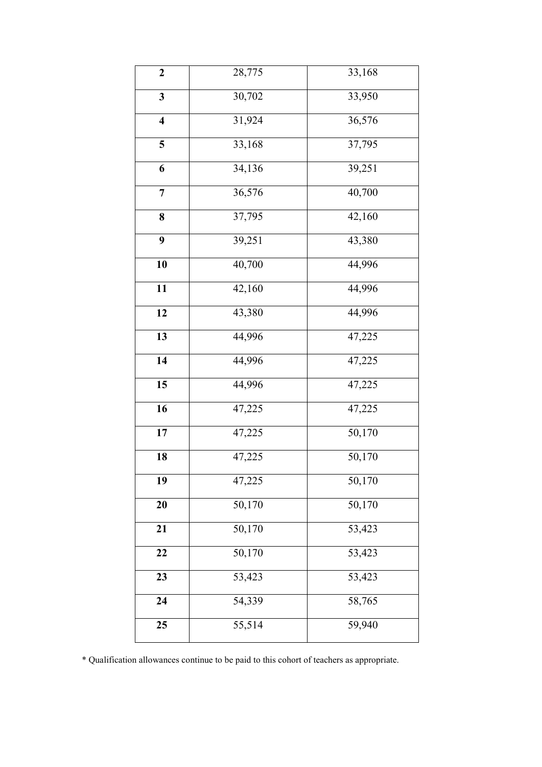| **2** | 28,775 | 33,168 |
|---|---|---|
| **3** | 30,702 | 33,950 |
| **4** | 31,924 | 36,576 |
| **5** | 33,168 | 37,795 |
| **6** | 34,136 | 39,251 |
| **7** | 36,576 | 40,700 |
| **8** | 37,795 | 42,160 |
| **9** | 39,251 | 43,380 |
| **10** | 40,700 | 44,996 |
| **11** | 42,160 | 44,996 |
| **12** | 43,380 | 44,996 |
| **13** | 44,996 | 47,225 |
| **14** | 44,996 | 47,225 |
| **15** | 44,996 | 47,225 |
| **16** | 47,225 | 47,225 |
| **17** | 47,225 | 50,170 |
| **18** | 47,225 | 50,170 |
| **19** | 47,225 | 50,170 |
| **20** | 50,170 | 50,170 |
| **21** | 50,170 | 53,423 |
| **22** | 50,170 | 53,423 |
| **23** | 53,423 | 53,423 |
| **24** | 54,339 | 58,765 |
| **25** | 55,514 | 59,940 |

* Qualification allowances continue to be paid to this cohort of teachers as appropriate.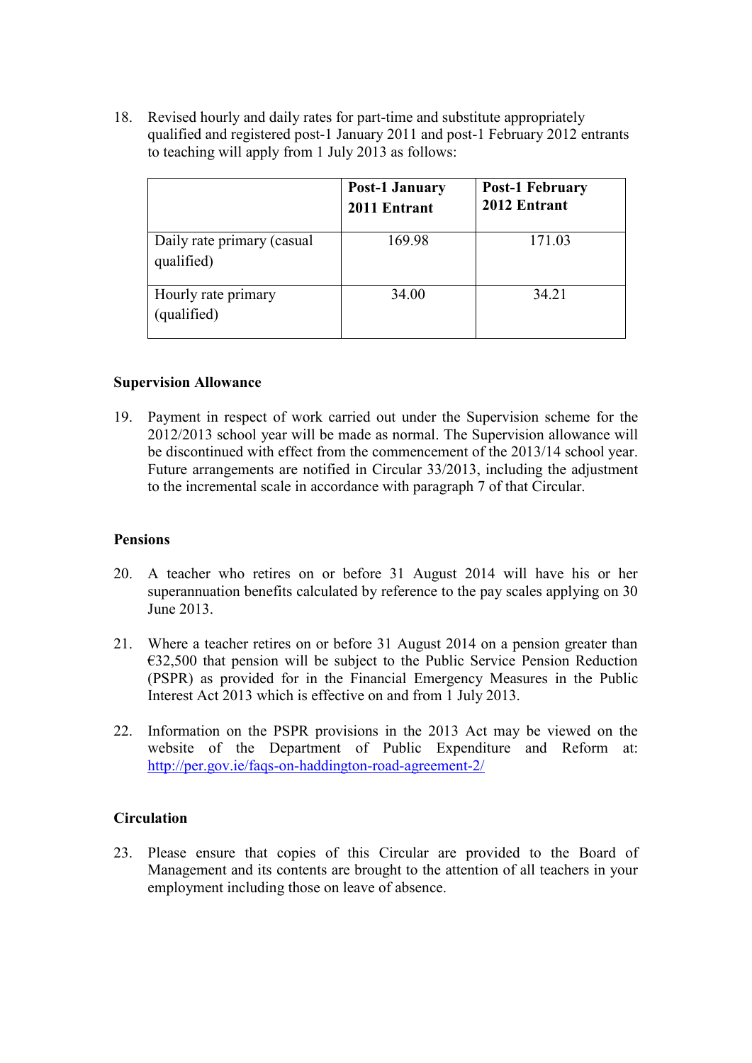18. Revised hourly and daily rates for part-time and substitute appropriately qualified and registered post-1 January 2011 and post-1 February 2012 entrants to teaching will apply from 1 July 2013 as follows:

| | **Post-1 January 2011 Entrant** | **Post-1 February 2012 Entrant** |
|---|---|---|
| Daily rate primary (casual qualified) | 169.98 | 171.03 |
| Hourly rate primary (qualified) | 34.00 | 34.21 |

**Supervision Allowance**

19. Payment in respect of work carried out under the Supervision scheme for the 2012/2013 school year will be made as normal. The Supervision allowance will be discontinued with effect from the commencement of the 2013/14 school year. Future arrangements are notified in Circular 33/2013, including the adjustment to the incremental scale in accordance with paragraph 7 of that Circular.

**Pensions**

20. A teacher who retires on or before 31 August 2014 will have his or her superannuation benefits calculated by reference to the pay scales applying on 30 June 2013.

21. Where a teacher retires on or before 31 August 2014 on a pension greater than €32,500 that pension will be subject to the Public Service Pension Reduction (PSPR) as provided for in the Financial Emergency Measures in the Public Interest Act 2013 which is effective on and from 1 July 2013.

22. Information on the PSPR provisions in the 2013 Act may be viewed on the website of the Department of Public Expenditure and Reform at: http://per.gov.ie/faqs-on-haddington-road-agreement-2/

**Circulation**

23. Please ensure that copies of this Circular are provided to the Board of Management and its contents are brought to the attention of all teachers in your employment including those on leave of absence.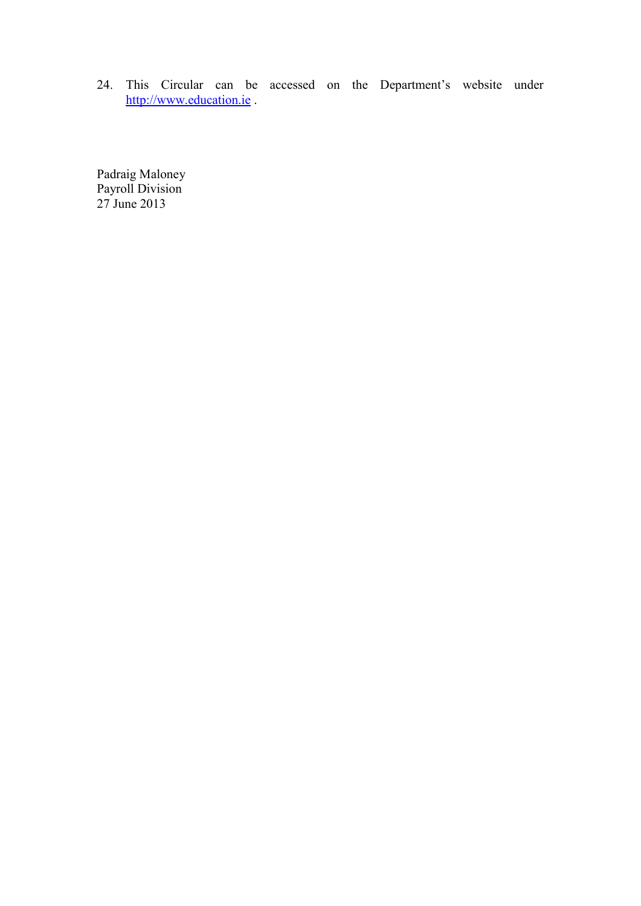24. This Circular can be accessed on the Department's website under http://www.education.ie .

Padraig Maloney
Payroll Division
27 June 2013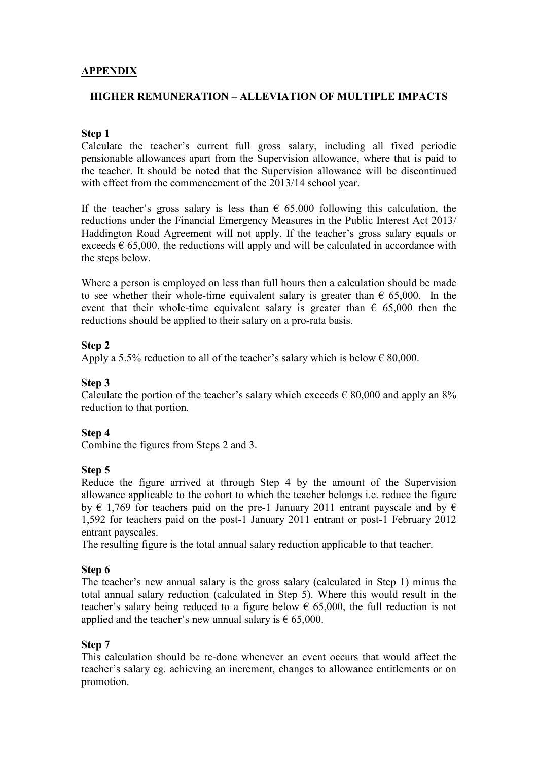# APPENDIX

## HIGHER REMUNERATION – ALLEVIATION OF MULTIPLE IMPACTS

### Step 1

Calculate the teacher's current full gross salary, including all fixed periodic pensionable allowances apart from the Supervision allowance, where that is paid to the teacher. It should be noted that the Supervision allowance will be discontinued with effect from the commencement of the 2013/14 school year.

If the teacher's gross salary is less than € 65,000 following this calculation, the reductions under the Financial Emergency Measures in the Public Interest Act 2013/ Haddington Road Agreement will not apply. If the teacher's gross salary equals or exceeds € 65,000, the reductions will apply and will be calculated in accordance with the steps below.

Where a person is employed on less than full hours then a calculation should be made to see whether their whole-time equivalent salary is greater than € 65,000. In the event that their whole-time equivalent salary is greater than € 65,000 then the reductions should be applied to their salary on a pro-rata basis.

### Step 2

Apply a 5.5% reduction to all of the teacher's salary which is below € 80,000.

### Step 3

Calculate the portion of the teacher's salary which exceeds € 80,000 and apply an 8% reduction to that portion.

### Step 4

Combine the figures from Steps 2 and 3.

### Step 5

Reduce the figure arrived at through Step 4 by the amount of the Supervision allowance applicable to the cohort to which the teacher belongs i.e. reduce the figure by € 1,769 for teachers paid on the pre-1 January 2011 entrant payscale and by € 1,592 for teachers paid on the post-1 January 2011 entrant or post-1 February 2012 entrant payscales.

The resulting figure is the total annual salary reduction applicable to that teacher.

### Step 6

The teacher's new annual salary is the gross salary (calculated in Step 1) minus the total annual salary reduction (calculated in Step 5). Where this would result in the teacher's salary being reduced to a figure below € 65,000, the full reduction is not applied and the teacher's new annual salary is € 65,000.

### Step 7

This calculation should be re-done whenever an event occurs that would affect the teacher's salary eg. achieving an increment, changes to allowance entitlements or on promotion.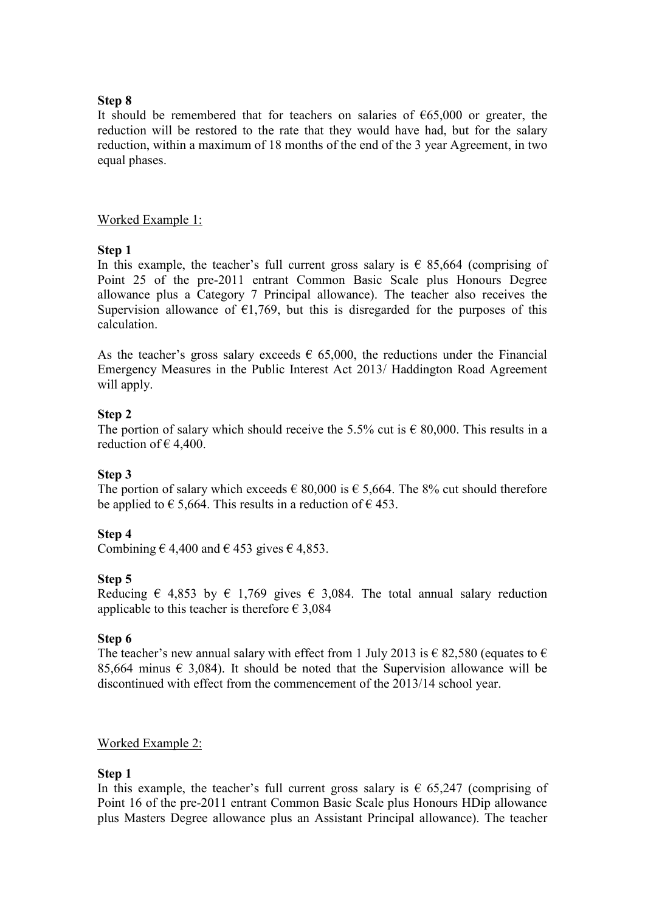**Step 8**

It should be remembered that for teachers on salaries of €65,000 or greater, the reduction will be restored to the rate that they would have had, but for the salary reduction, within a maximum of 18 months of the end of the 3 year Agreement, in two equal phases.

Worked Example 1:

**Step 1**

In this example, the teacher's full current gross salary is € 85,664 (comprising of Point 25 of the pre-2011 entrant Common Basic Scale plus Honours Degree allowance plus a Category 7 Principal allowance). The teacher also receives the Supervision allowance of €1,769, but this is disregarded for the purposes of this calculation.

As the teacher's gross salary exceeds € 65,000, the reductions under the Financial Emergency Measures in the Public Interest Act 2013/ Haddington Road Agreement will apply.

**Step 2**

The portion of salary which should receive the 5.5% cut is € 80,000. This results in a reduction of € 4,400.

**Step 3**

The portion of salary which exceeds € 80,000 is € 5,664. The 8% cut should therefore be applied to € 5,664. This results in a reduction of € 453.

**Step 4**

Combining € 4,400 and € 453 gives € 4,853.

**Step 5**

Reducing € 4,853 by € 1,769 gives € 3,084. The total annual salary reduction applicable to this teacher is therefore € 3,084

**Step 6**

The teacher's new annual salary with effect from 1 July 2013 is € 82,580 (equates to € 85,664 minus € 3,084). It should be noted that the Supervision allowance will be discontinued with effect from the commencement of the 2013/14 school year.

Worked Example 2:

**Step 1**

In this example, the teacher's full current gross salary is € 65,247 (comprising of Point 16 of the pre-2011 entrant Common Basic Scale plus Honours HDip allowance plus Masters Degree allowance plus an Assistant Principal allowance). The teacher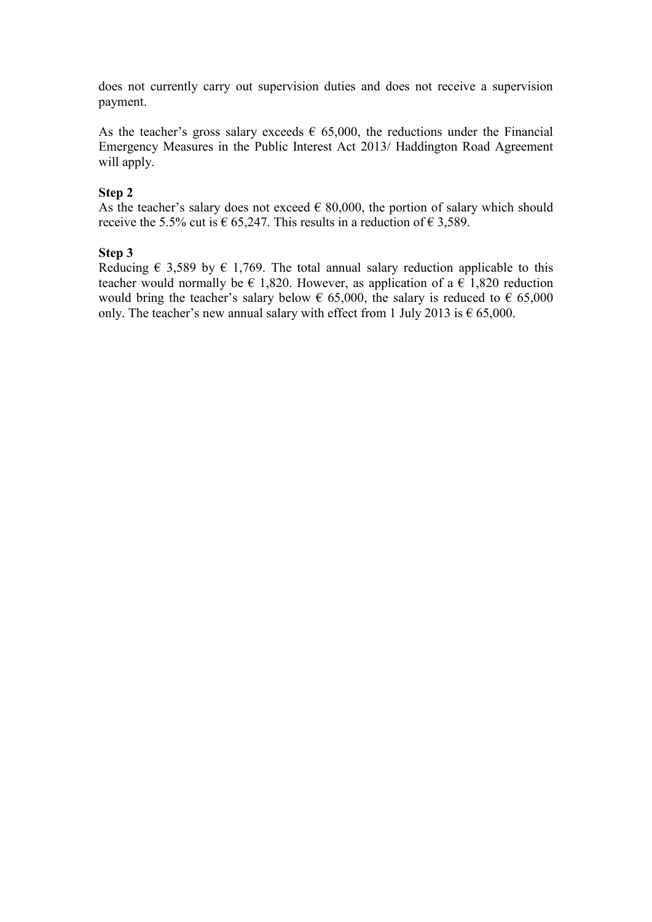does not currently carry out supervision duties and does not receive a supervision payment.

As the teacher's gross salary exceeds € 65,000, the reductions under the Financial Emergency Measures in the Public Interest Act 2013/ Haddington Road Agreement will apply.

**Step 2**

As the teacher's salary does not exceed € 80,000, the portion of salary which should receive the 5.5% cut is € 65,247. This results in a reduction of € 3,589.

**Step 3**

Reducing € 3,589 by € 1,769. The total annual salary reduction applicable to this teacher would normally be € 1,820. However, as application of a € 1,820 reduction would bring the teacher's salary below € 65,000, the salary is reduced to € 65,000 only. The teacher's new annual salary with effect from 1 July 2013 is € 65,000.